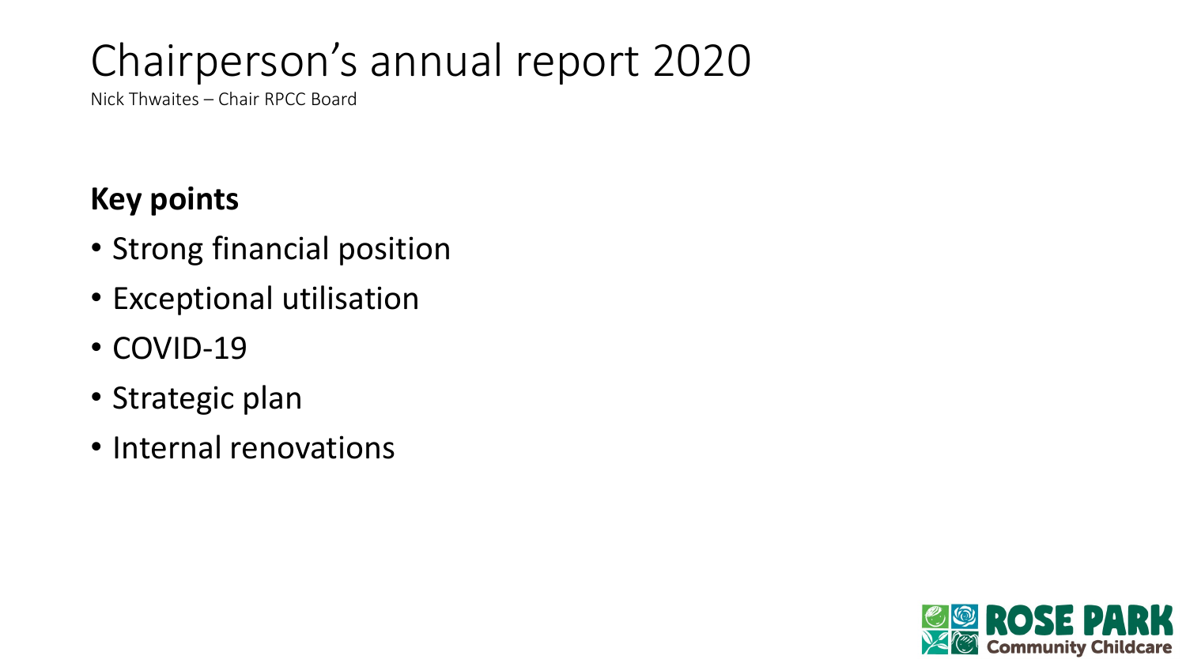# Chairperson's annual report 2020

Nick Thwaites – Chair RPCC Board

## Key points

- Strong financial position
- Exceptional utilisation
- COVID-19
- Strategic plan
- Internal renovations

ROSE PARK
Community Childcare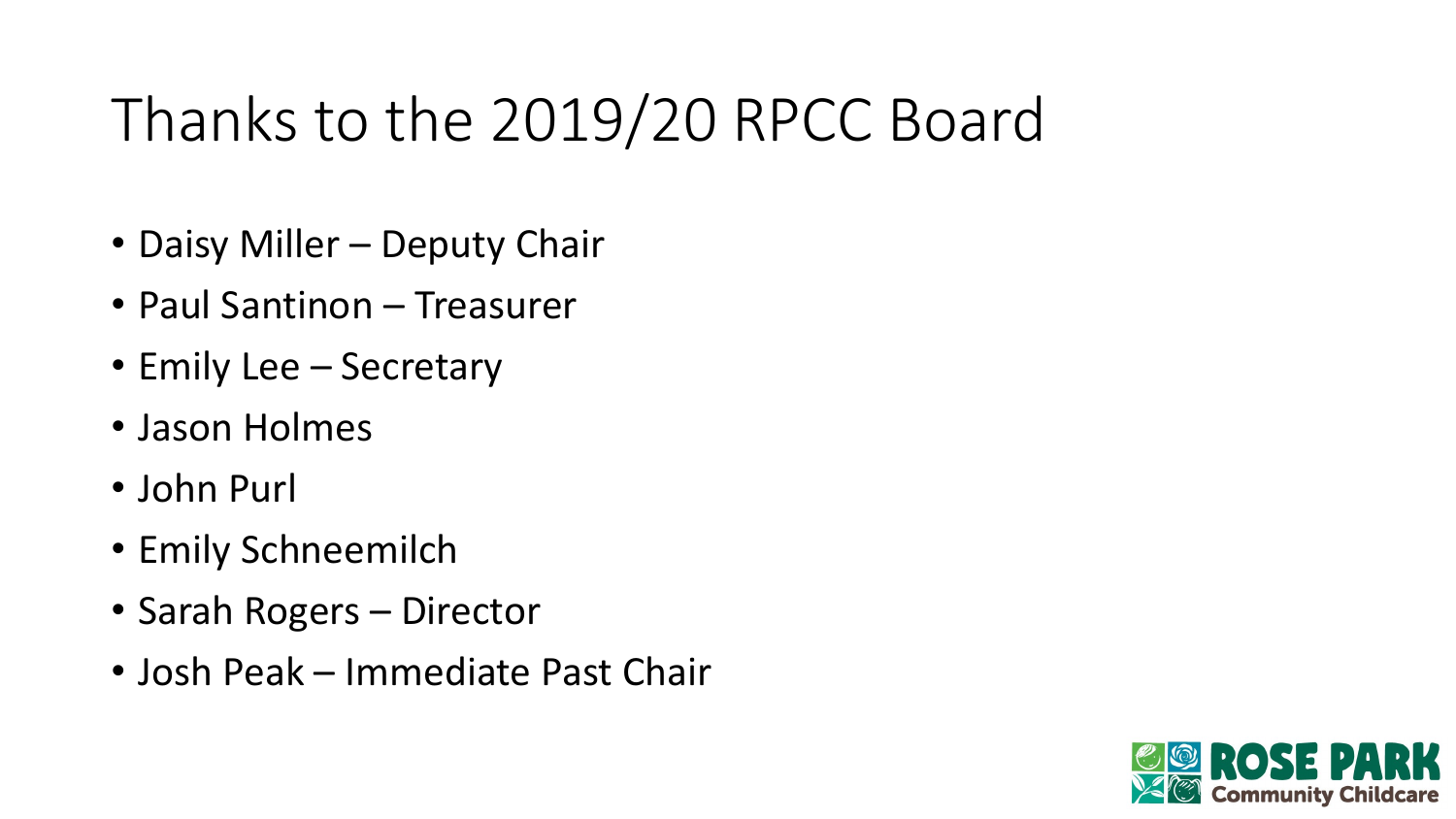# Thanks to the 2019/20 RPCC Board

- Daisy Miller – Deputy Chair
- Paul Santinon – Treasurer
- Emily Lee – Secretary
- Jason Holmes
- John Purl
- Emily Schneemilch
- Sarah Rogers – Director
- Josh Peak – Immediate Past Chair

ROSE PARK Community Childcare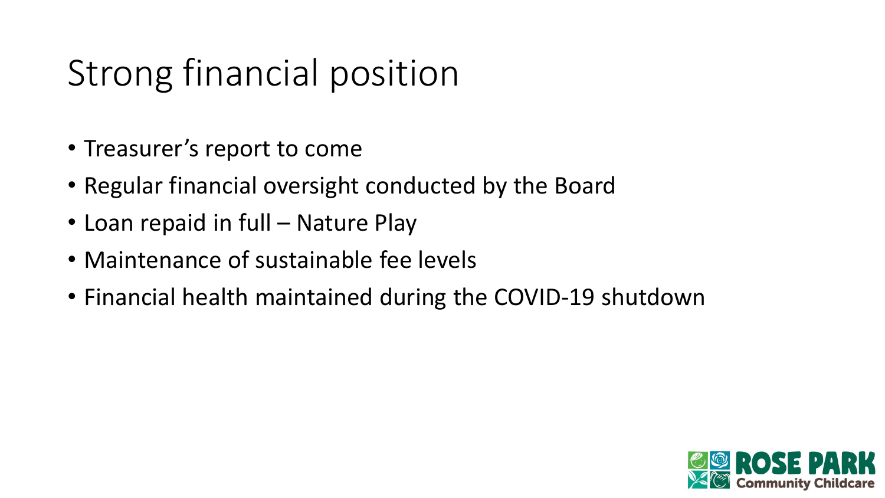# Strong financial position

- Treasurer's report to come
- Regular financial oversight conducted by the Board
- Loan repaid in full – Nature Play
- Maintenance of sustainable fee levels
- Financial health maintained during the COVID-19 shutdown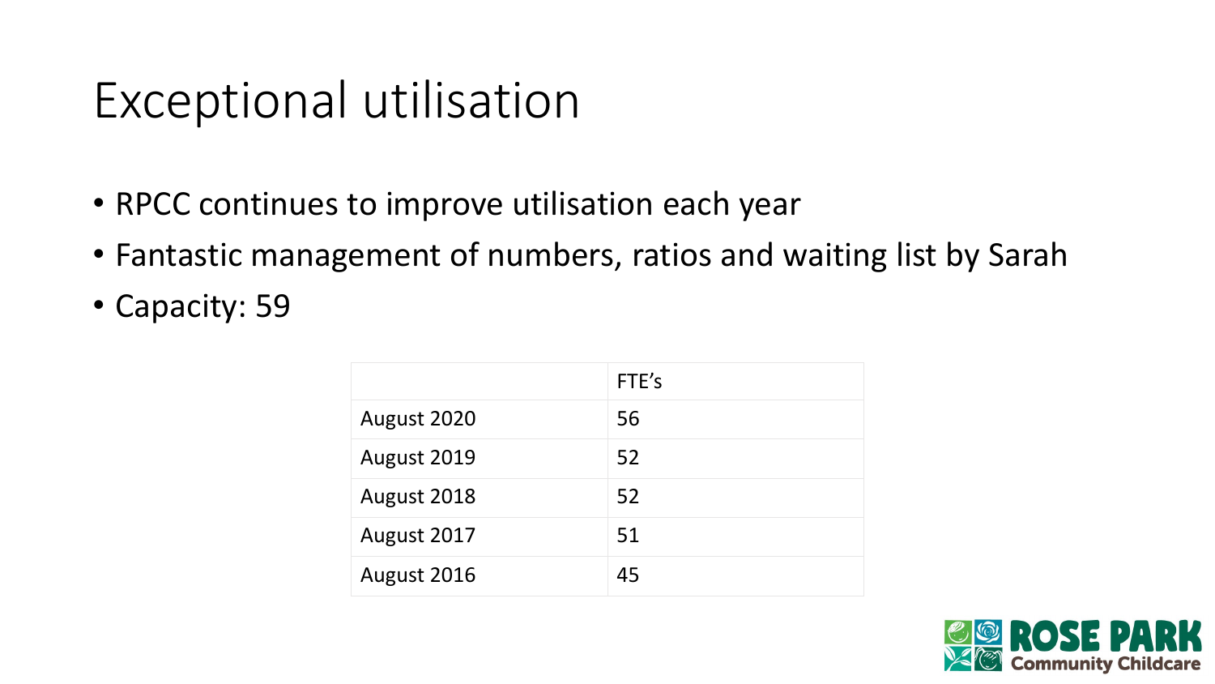# Exceptional utilisation

- RPCC continues to improve utilisation each year
- Fantastic management of numbers, ratios and waiting list by Sarah
- Capacity: 59

| | FTE's |
|---|---|
| August 2020 | 56 |
| August 2019 | 52 |
| August 2018 | 52 |
| August 2017 | 51 |
| August 2016 | 45 |

ROSE PARK Community Childcare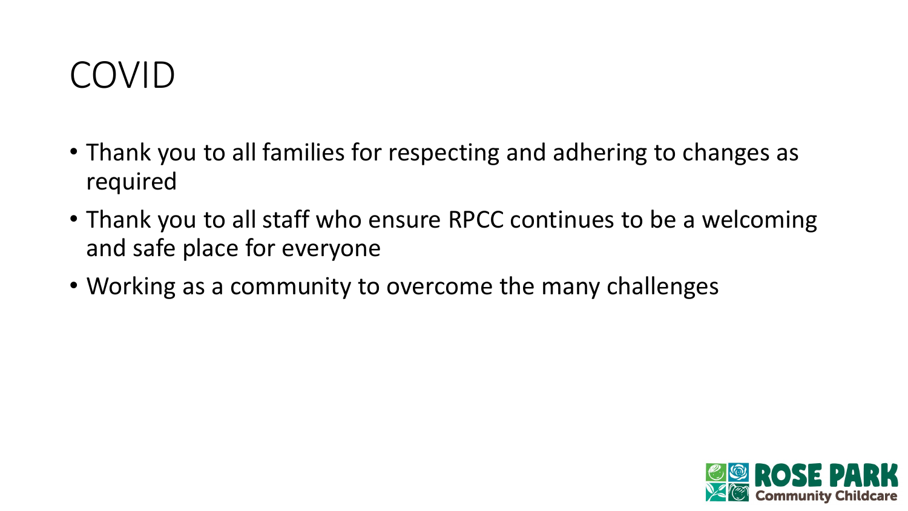# COVID

- Thank you to all families for respecting and adhering to changes as required
- Thank you to all staff who ensure RPCC continues to be a welcoming and safe place for everyone
- Working as a community to overcome the many challenges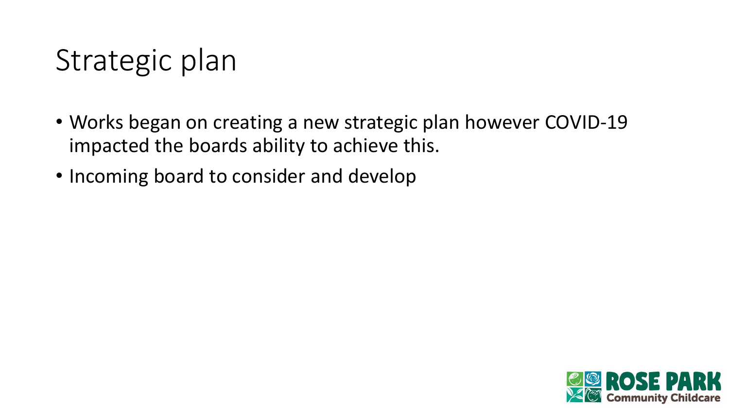# Strategic plan

- Works began on creating a new strategic plan however COVID-19 impacted the boards ability to achieve this.
- Incoming board to consider and develop

ROSE PARK
Community Childcare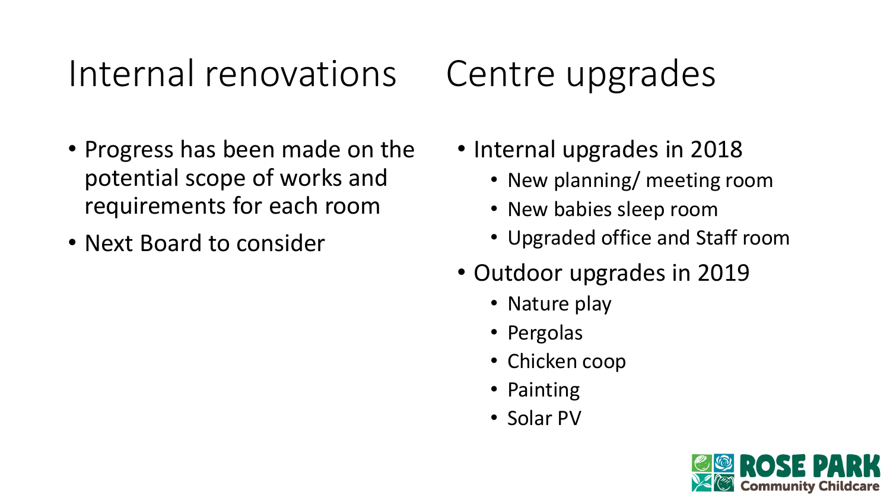## Internal renovations

- Progress has been made on the potential scope of works and requirements for each room
- Next Board to consider

## Centre upgrades

- Internal upgrades in 2018
  - New planning/ meeting room
  - New babies sleep room
  - Upgraded office and Staff room
- Outdoor upgrades in 2019
  - Nature play
  - Pergolas
  - Chicken coop
  - Painting
  - Solar PV

ROSE PARK Community Childcare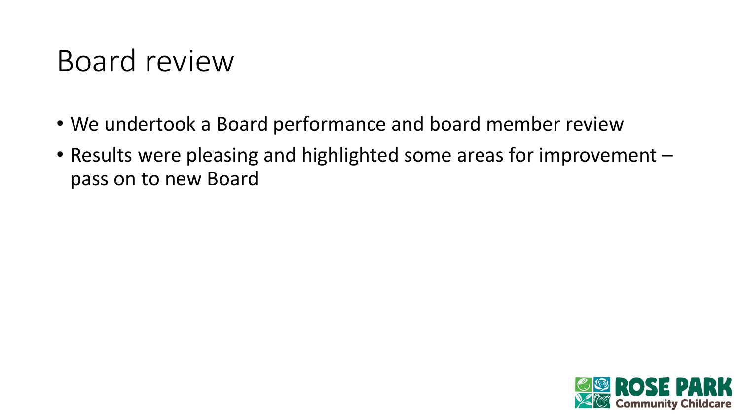# Board review

- We undertook a Board performance and board member review
- Results were pleasing and highlighted some areas for improvement – pass on to new Board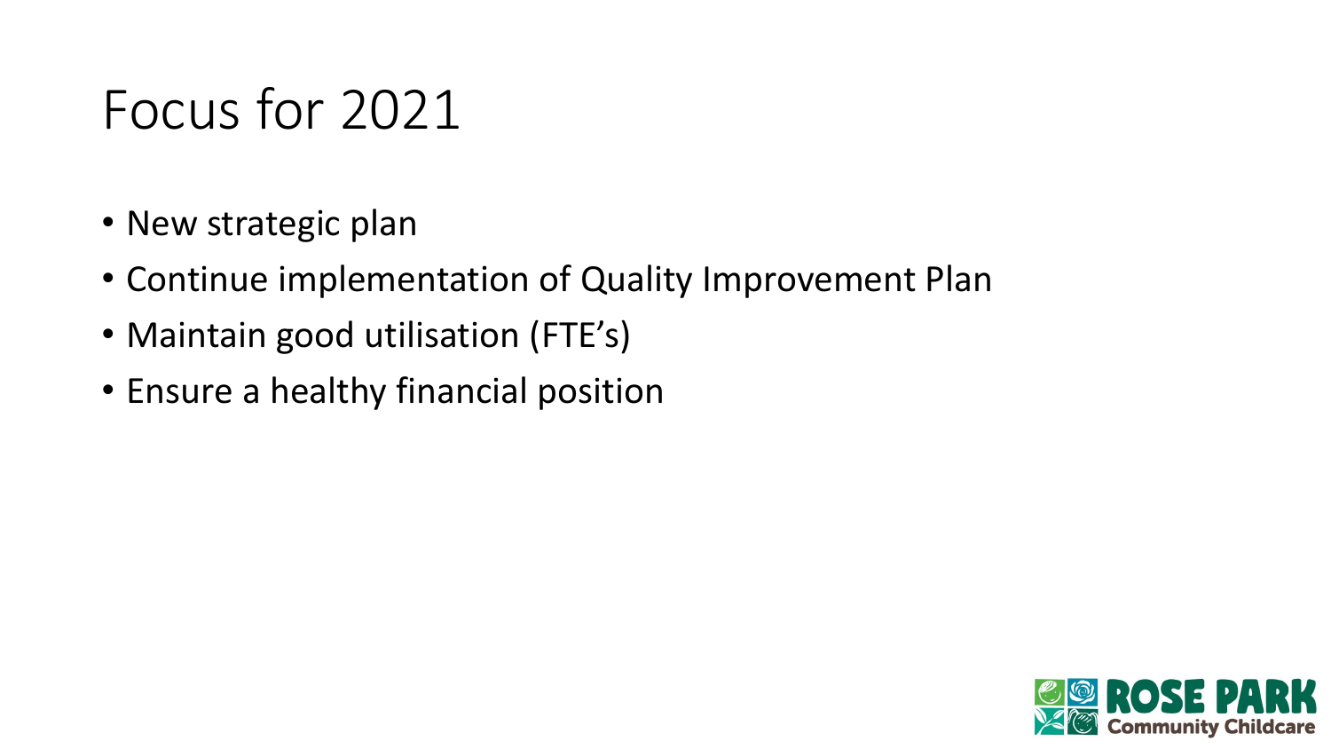# Focus for 2021

- New strategic plan
- Continue implementation of Quality Improvement Plan
- Maintain good utilisation (FTE's)
- Ensure a healthy financial position

ROSE PARK
Community Childcare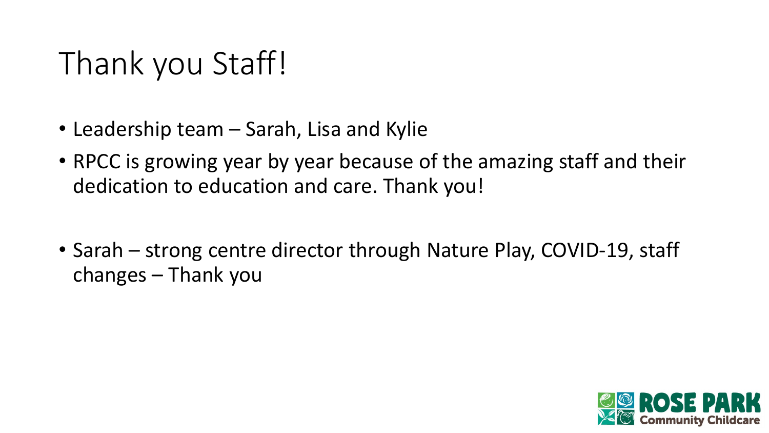# Thank you Staff!

- Leadership team – Sarah, Lisa and Kylie
- RPCC is growing year by year because of the amazing staff and their dedication to education and care. Thank you!

- Sarah – strong centre director through Nature Play, COVID-19, staff changes – Thank you

ROSE PARK
Community Childcare